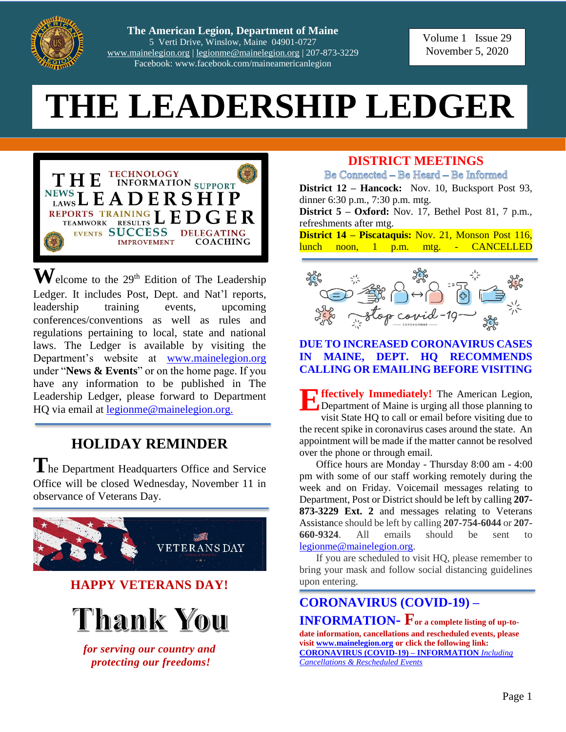**The American Legion, Department of Maine**
5 Verti Drive, Winslow, Maine 04901-0727
www.mainelegion.org | legionme@mainelegion.org | 207-873-3229
Facebook: www.facebook.com/maineamericanlegion

Volume 1 Issue 29
November 5, 2020

# THE LEADERSHIP LEDGER

Welcome to the 29th Edition of The Leadership Ledger. It includes Post, Dept. and Nat'l reports, leadership training events, upcoming conferences/conventions as well as rules and regulations pertaining to local, state and national laws. The Ledger is available by visiting the Department's website at www.mainelegion.org under "**News & Events**" or on the home page. If you have any information to be published in The Leadership Ledger, please forward to Department HQ via email at legionme@mainelegion.org.

## HOLIDAY REMINDER

The Department Headquarters Office and Service Office will be closed Wednesday, November 11 in observance of Veterans Day.

**HAPPY VETERANS DAY!**

**Thank You**

***for serving our country and protecting our freedoms!***

## DISTRICT MEETINGS

Be Connected – Be Heard – Be Informed

**District 12 – Hancock:** Nov. 10, Bucksport Post 93, dinner 6:30 p.m., 7:30 p.m. mtg.

**District 5 – Oxford:** Nov. 17, Bethel Post 81, 7 p.m., refreshments after mtg.

**District 14 – Piscataquis:** Nov. 21, Monson Post 116, lunch noon, 1 p.m. mtg. - CANCELLED

**DUE TO INCREASED CORONAVIRUS CASES IN MAINE, DEPT. HQ RECOMMENDS CALLING OR EMAILING BEFORE VISITING**

**Effectively Immediately!** The American Legion, Department of Maine is urging all those planning to visit State HQ to call or email before visiting due to the recent spike in coronavirus cases around the state. An appointment will be made if the matter cannot be resolved over the phone or through email.

Office hours are Monday - Thursday 8:00 am - 4:00 pm with some of our staff working remotely during the week and on Friday. Voicemail messages relating to Department, Post or District should be left by calling **207-873-3229 Ext. 2** and messages relating to Veterans Assistance should be left by calling **207-754-6044** or **207-660-9324**. All emails should be sent to legionme@mainelegion.org.

If you are scheduled to visit HQ, please remember to bring your mask and follow social distancing guidelines upon entering.

## CORONAVIRUS (COVID-19) – INFORMATION-

**For a complete listing of up-to-date information, cancellations and rescheduled events, please visit www.mainelegion.org or click the following link: CORONAVIRUS (COVID-19) – INFORMATION** *Including Cancellations & Rescheduled Events*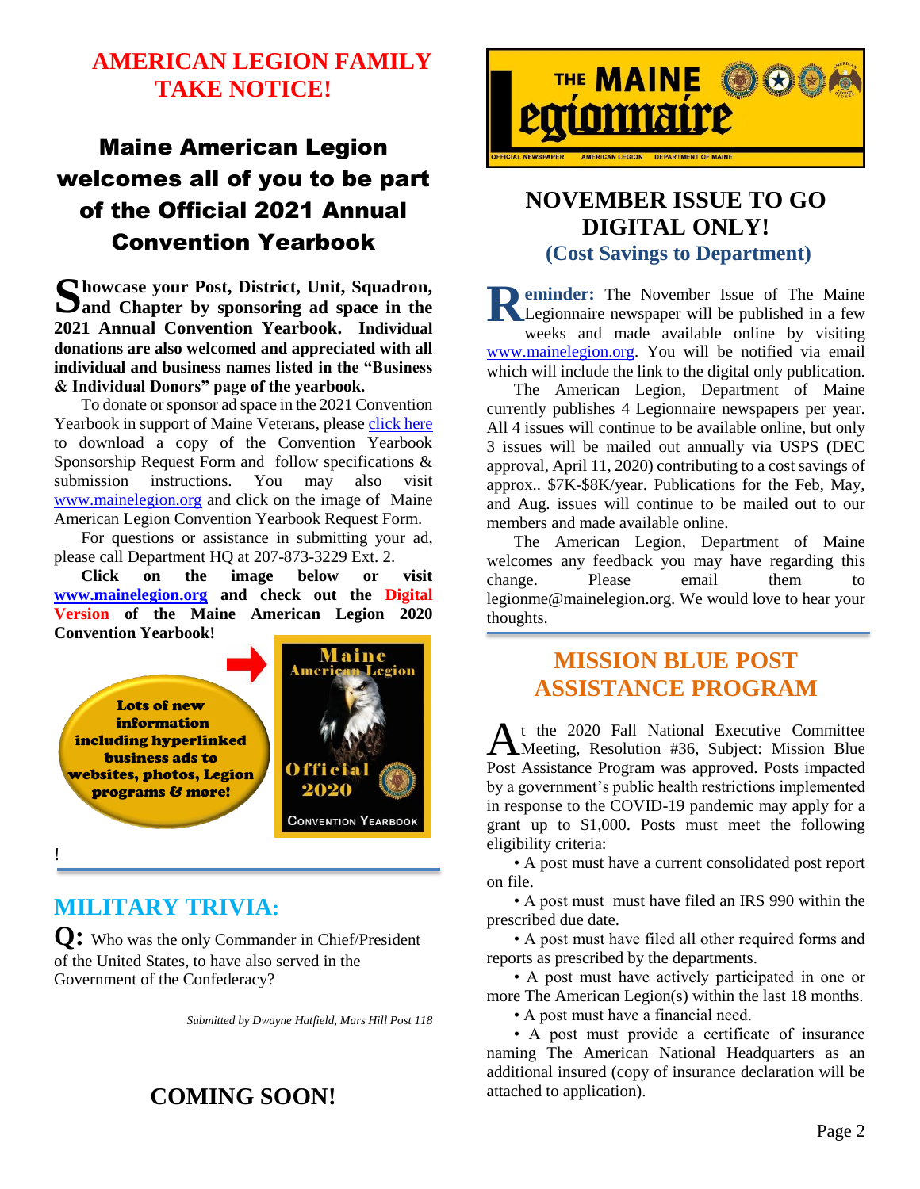# AMERICAN LEGION FAMILY TAKE NOTICE!

## Maine American Legion welcomes all of you to be part of the Official 2021 Annual Convention Yearbook

**Showcase your Post, District, Unit, Squadron, and Chapter by sponsoring ad space in the 2021 Annual Convention Yearbook. Individual donations are also welcomed and appreciated with all individual and business names listed in the "Business & Individual Donors" page of the yearbook.**

To donate or sponsor ad space in the 2021 Convention Yearbook in support of Maine Veterans, please click here to download a copy of the Convention Yearbook Sponsorship Request Form and follow specifications & submission instructions. You may also visit www.mainelegion.org and click on the image of Maine American Legion Convention Yearbook Request Form.

For questions or assistance in submitting your ad, please call Department HQ at 207-873-3229 Ext. 2.

**Click on the image below or visit www.mainelegion.org and check out the Digital Version of the Maine American Legion 2020 Convention Yearbook!**

Lots of new information including hyperlinked business ads to websites, photos, Legion programs & more!

Maine American Legion Official 2020 Convention Yearbook

!

## MILITARY TRIVIA:

**Q:** Who was the only Commander in Chief/President of the United States, to have also served in the Government of the Confederacy?

*Submitted by Dwayne Hatfield, Mars Hill Post 118*

## COMING SOON!

THE MAINE Legionnaire — OFFICIAL NEWSPAPER AMERICAN LEGION DEPARTMENT OF MAINE

## NOVEMBER ISSUE TO GO DIGITAL ONLY!

### (Cost Savings to Department)

**Reminder:** The November Issue of The Maine Legionnaire newspaper will be published in a few weeks and made available online by visiting www.mainelegion.org. You will be notified via email which will include the link to the digital only publication.

The American Legion, Department of Maine currently publishes 4 Legionnaire newspapers per year. All 4 issues will continue to be available online, but only 3 issues will be mailed out annually via USPS (DEC approval, April 11, 2020) contributing to a cost savings of approx.. $7K-$8K/year. Publications for the Feb, May, and Aug. issues will continue to be mailed out to our members and made available online.

The American Legion, Department of Maine welcomes any feedback you may have regarding this change. Please email them to legionme@mainelegion.org. We would love to hear your thoughts.

## MISSION BLUE POST ASSISTANCE PROGRAM

At the 2020 Fall National Executive Committee Meeting, Resolution #36, Subject: Mission Blue Post Assistance Program was approved. Posts impacted by a government's public health restrictions implemented in response to the COVID-19 pandemic may apply for a grant up to $1,000. Posts must meet the following eligibility criteria:

- A post must have a current consolidated post report on file.
- A post must must have filed an IRS 990 within the prescribed due date.
- A post must have filed all other required forms and reports as prescribed by the departments.
- A post must have actively participated in one or more The American Legion(s) within the last 18 months.
- A post must have a financial need.
- A post must provide a certificate of insurance naming The American National Headquarters as an additional insured (copy of insurance declaration will be attached to application).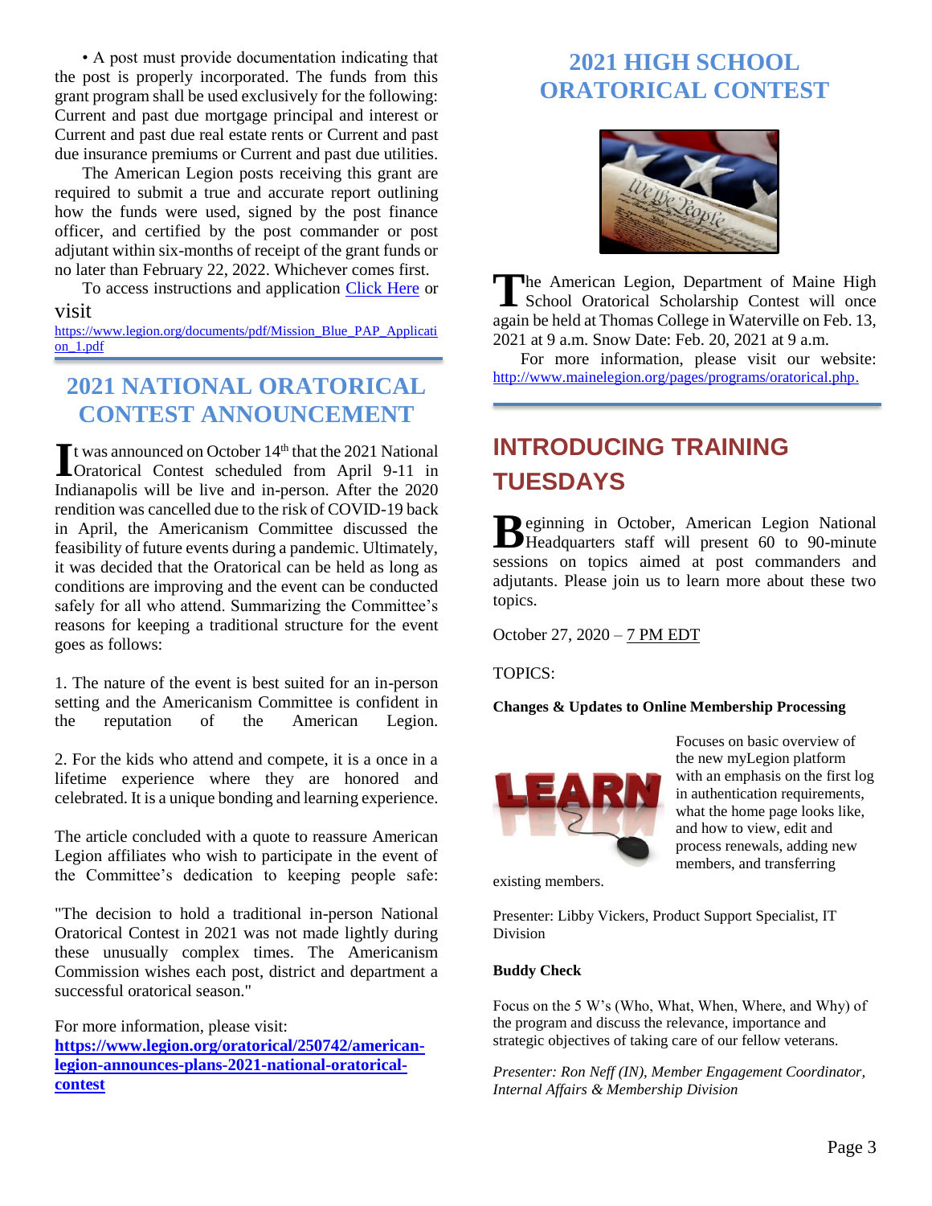• A post must provide documentation indicating that the post is properly incorporated. The funds from this grant program shall be used exclusively for the following: Current and past due mortgage principal and interest or Current and past due real estate rents or Current and past due insurance premiums or Current and past due utilities.

The American Legion posts receiving this grant are required to submit a true and accurate report outlining how the funds were used, signed by the post finance officer, and certified by the post commander or post adjutant within six-months of receipt of the grant funds or no later than February 22, 2022. Whichever comes first.

To access instructions and application [Click Here](https://www.legion.org/documents/pdf/Mission_Blue_PAP_Application_1.pdf) or visit [https://www.legion.org/documents/pdf/Mission_Blue_PAP_Application_1.pdf](https://www.legion.org/documents/pdf/Mission_Blue_PAP_Application_1.pdf)

## 2021 NATIONAL ORATORICAL CONTEST ANNOUNCEMENT

It was announced on October 14th that the 2021 National Oratorical Contest scheduled from April 9-11 in Indianapolis will be live and in-person. After the 2020 rendition was cancelled due to the risk of COVID-19 back in April, the Americanism Committee discussed the feasibility of future events during a pandemic. Ultimately, it was decided that the Oratorical can be held as long as conditions are improving and the event can be conducted safely for all who attend. Summarizing the Committee's reasons for keeping a traditional structure for the event goes as follows:

1. The nature of the event is best suited for an in-person setting and the Americanism Committee is confident in the reputation of the American Legion.

2. For the kids who attend and compete, it is a once in a lifetime experience where they are honored and celebrated. It is a unique bonding and learning experience.

The article concluded with a quote to reassure American Legion affiliates who wish to participate in the event of the Committee's dedication to keeping people safe:

"The decision to hold a traditional in-person National Oratorical Contest in 2021 was not made lightly during these unusually complex times. The Americanism Commission wishes each post, district and department a successful oratorical season."

For more information, please visit:
**[https://www.legion.org/oratorical/250742/american-legion-announces-plans-2021-national-oratorical-contest](https://www.legion.org/oratorical/250742/american-legion-announces-plans-2021-national-oratorical-contest)**

## 2021 HIGH SCHOOL ORATORICAL CONTEST

The American Legion, Department of Maine High School Oratorical Scholarship Contest will once again be held at Thomas College in Waterville on Feb. 13, 2021 at 9 a.m. Snow Date: Feb. 20, 2021 at 9 a.m.

For more information, please visit our website: [http://www.mainelegion.org/pages/programs/oratorical.php.](http://www.mainelegion.org/pages/programs/oratorical.php)

## INTRODUCING TRAINING TUESDAYS

Beginning in October, American Legion National Headquarters staff will present 60 to 90-minute sessions on topics aimed at post commanders and adjutants. Please join us to learn more about these two topics.

October 27, 2020 – 7 PM EDT

TOPICS:

**Changes & Updates to Online Membership Processing**

Focuses on basic overview of the new myLegion platform with an emphasis on the first log in authentication requirements, what the home page looks like, and how to view, edit and process renewals, adding new members, and transferring existing members.

Presenter: Libby Vickers, Product Support Specialist, IT Division

**Buddy Check**

Focus on the 5 W's (Who, What, When, Where, and Why) of the program and discuss the relevance, importance and strategic objectives of taking care of our fellow veterans.

*Presenter: Ron Neff (IN), Member Engagement Coordinator, Internal Affairs & Membership Division*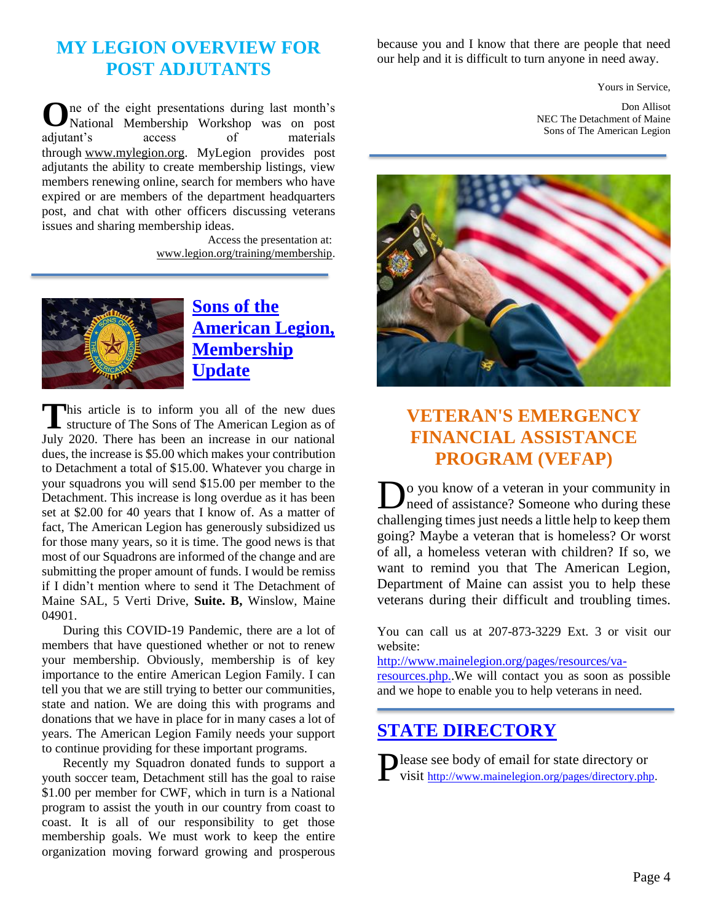## MY LEGION OVERVIEW FOR POST ADJUTANTS

One of the eight presentations during last month's National Membership Workshop was on post adjutant's access of materials through www.mylegion.org. MyLegion provides post adjutants the ability to create membership listings, view members renewing online, search for members who have expired or are members of the department headquarters post, and chat with other officers discussing veterans issues and sharing membership ideas.

Access the presentation at: www.legion.org/training/membership.

## Sons of the American Legion, Membership Update

This article is to inform you all of the new dues structure of The Sons of The American Legion as of July 2020. There has been an increase in our national dues, the increase is $5.00 which makes your contribution to Detachment a total of $15.00. Whatever you charge in your squadrons you will send $15.00 per member to the Detachment. This increase is long overdue as it has been set at $2.00 for 40 years that I know of. As a matter of fact, The American Legion has generously subsidized us for those many years, so it is time. The good news is that most of our Squadrons are informed of the change and are submitting the proper amount of funds. I would be remiss if I didn't mention where to send it The Detachment of Maine SAL, 5 Verti Drive, **Suite. B,** Winslow, Maine 04901.

During this COVID-19 Pandemic, there are a lot of members that have questioned whether or not to renew your membership. Obviously, membership is of key importance to the entire American Legion Family. I can tell you that we are still trying to better our communities, state and nation. We are doing this with programs and donations that we have in place for in many cases a lot of years. The American Legion Family needs your support to continue providing for these important programs.

Recently my Squadron donated funds to support a youth soccer team, Detachment still has the goal to raise $1.00 per member for CWF, which in turn is a National program to assist the youth in our country from coast to coast. It is all of our responsibility to get those membership goals. We must work to keep the entire organization moving forward growing and prosperous because you and I know that there are people that need our help and it is difficult to turn anyone in need away.

Yours in Service,

Don Allisot
NEC The Detachment of Maine
Sons of The American Legion

## VETERAN'S EMERGENCY FINANCIAL ASSISTANCE PROGRAM (VEFAP)

Do you know of a veteran in your community in need of assistance? Someone who during these challenging times just needs a little help to keep them going? Maybe a veteran that is homeless? Or worst of all, a homeless veteran with children? If so, we want to remind you that The American Legion, Department of Maine can assist you to help these veterans during their difficult and troubling times.

You can call us at 207-873-3229 Ext. 3 or visit our website: http://www.mainelegion.org/pages/resources/va-resources.php..We will contact you as soon as possible and we hope to enable you to help veterans in need.

## STATE DIRECTORY

Please see body of email for state directory or visit http://www.mainelegion.org/pages/directory.php.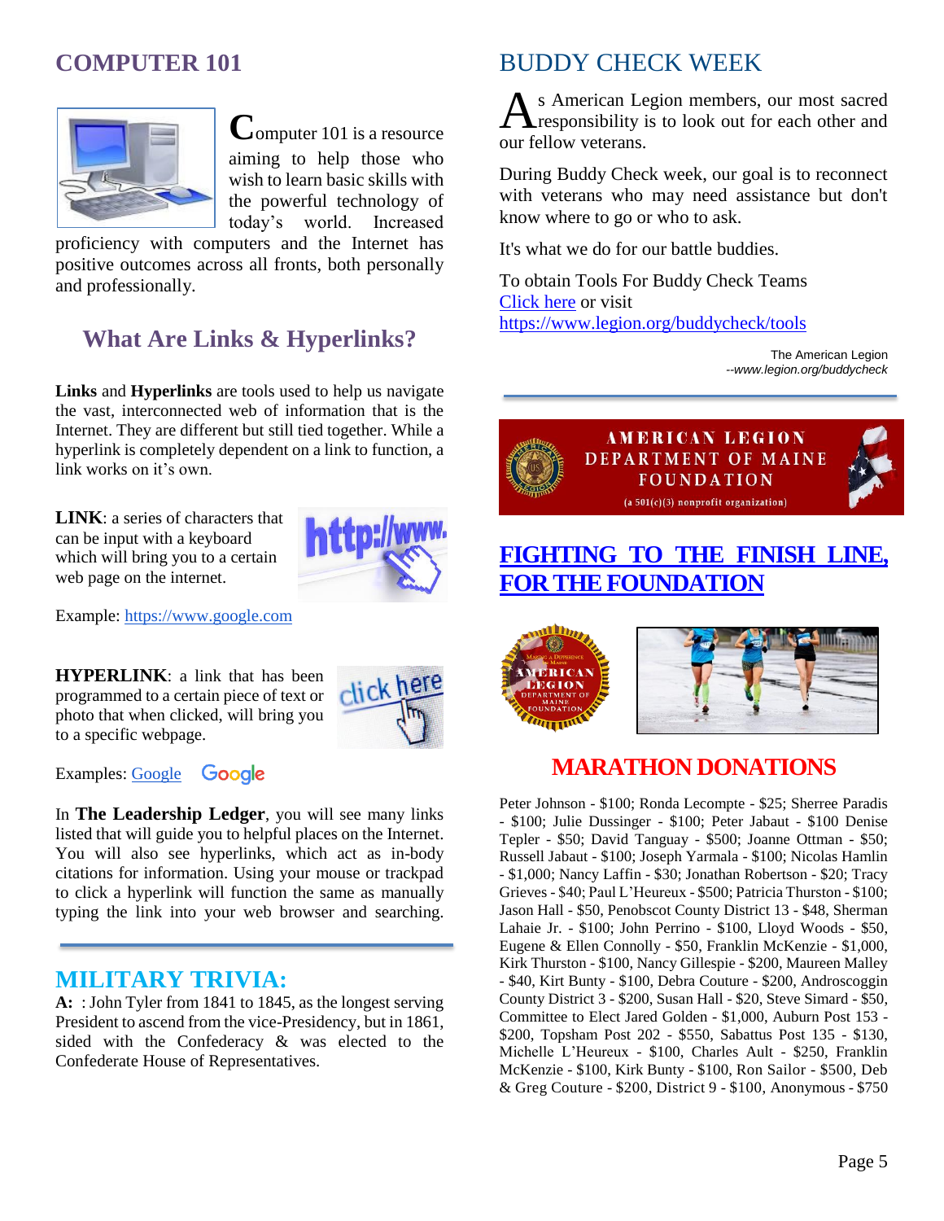## COMPUTER 101

**C**omputer 101 is a resource aiming to help those who wish to learn basic skills with the powerful technology of today's world. Increased proficiency with computers and the Internet has positive outcomes across all fronts, both personally and professionally.

### What Are Links & Hyperlinks?

**Links** and **Hyperlinks** are tools used to help us navigate the vast, interconnected web of information that is the Internet. They are different but still tied together. While a hyperlink is completely dependent on a link to function, a link works on it's own.

**LINK**: a series of characters that can be input with a keyboard which will bring you to a certain web page on the internet.

Example: https://www.google.com

**HYPERLINK**: a link that has been programmed to a certain piece of text or photo that when clicked, will bring you to a specific webpage.

Examples: Google Google

In **The Leadership Ledger**, you will see many links listed that will guide you to helpful places on the Internet. You will also see hyperlinks, which act as in-body citations for information. Using your mouse or trackpad to click a hyperlink will function the same as manually typing the link into your web browser and searching.

## MILITARY TRIVIA:

**A:** : John Tyler from 1841 to 1845, as the longest serving President to ascend from the vice-Presidency, but in 1861, sided with the Confederacy & was elected to the Confederate House of Representatives.

## BUDDY CHECK WEEK

**A**s American Legion members, our most sacred responsibility is to look out for each other and our fellow veterans.

During Buddy Check week, our goal is to reconnect with veterans who may need assistance but don't know where to go or who to ask.

It's what we do for our battle buddies.

To obtain Tools For Buddy Check Teams
Click here or visit
https://www.legion.org/buddycheck/tools

The American Legion
*--www.legion.org/buddycheck*

**AMERICAN LEGION DEPARTMENT OF MAINE FOUNDATION**
(a 501(c)(3) nonprofit organization)

## FIGHTING TO THE FINISH LINE, FOR THE FOUNDATION

### MARATHON DONATIONS

Peter Johnson - $100; Ronda Lecompte - $25; Sherree Paradis - $100; Julie Dussinger - $100; Peter Jabaut - $100 Denise Tepler - $50; David Tanguay - $500; Joanne Ottman - $50; Russell Jabaut - $100; Joseph Yarmala - $100; Nicolas Hamlin - $1,000; Nancy Laffin - $30; Jonathan Robertson - $20; Tracy Grieves - $40; Paul L'Heureux - $500; Patricia Thurston - $100; Jason Hall - $50, Penobscot County District 13 - $48, Sherman Lahaie Jr. - $100, John Perrino - $100, Lloyd Woods - $50, Eugene & Ellen Connolly - $50, Franklin McKenzie - $1,000, Kirk Thurston - $100, Nancy Gillespie - $200, Maureen Malley - $40, Kirt Bunty - $100, Debra Couture - $200, Androscoggin County District 3 - $200, Susan Hall - $20, Steve Simard - $50, Committee to Elect Jared Golden - $1,000, Auburn Post 153 - $200, Topsham Post 202 - $550, Sabattus Post 135 - $130, Michelle L'Heureux - $100, Charles Ault - $250, Franklin McKenzie - $100, Kirk Bunty - $100, Ron Sailor - $500, Deb & Greg Couture - $200, District 9 - $100, Anonymous - $750